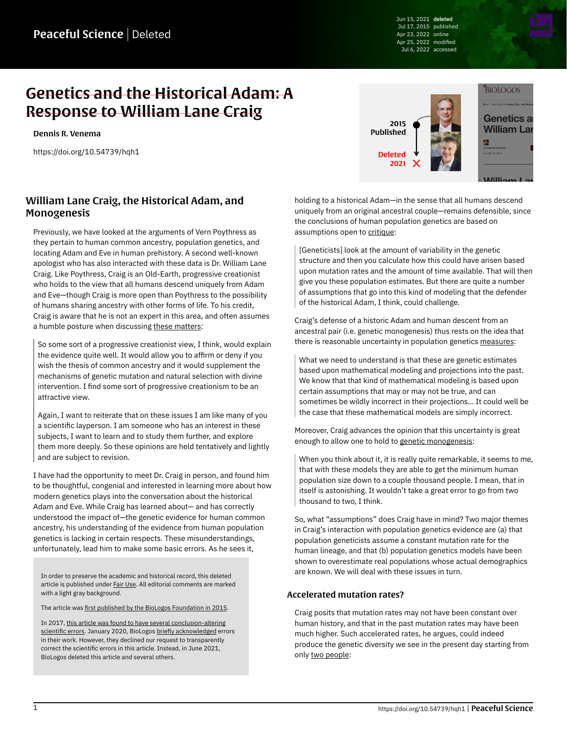# ~~Genetics and the Historical Adam: A Response to William Lane Craig~~

**Dennis R. Venema**

https://doi.org/10.54739/hqh1

Jun 15, 2021 **deleted**
Jul 17, 2015 published
Apr 23, 2022 online
Apr 25, 2022 modified
Jul 6, 2022 accessed

## William Lane Craig, the Historical Adam, and Monogenesis

Previously, we have looked at the arguments of Vern Poythress as they pertain to human common ancestry, population genetics, and locating Adam and Eve in human prehistory. A second well-known apologist who has also interacted with these data is Dr. William Lane Craig. Like Poythress, Craig is an Old-Earth, progressive creationist who holds to the view that all humans descend uniquely from Adam and Eve—though Craig is more open than Poythress to the possibility of humans sharing ancestry with other forms of life. To his credit, Craig is aware that he is not an expert in this area, and often assumes a humble posture when discussing these matters:

> So some sort of a progressive creationist view, I think, would explain the evidence quite well. It would allow you to affirm or deny if you wish the thesis of common ancestry and it would supplement the mechanisms of genetic mutation and natural selection with divine intervention. I find some sort of progressive creationism to be an attractive view.
>
> Again, I want to reiterate that on these issues I am like many of you a scientific layperson. I am someone who has an interest in these subjects, I want to learn and to study them further, and explore them more deeply. So these opinions are held tentatively and lightly and are subject to revision.

I have had the opportunity to meet Dr. Craig in person, and found him to be thoughtful, congenial and interested in learning more about how modern genetics plays into the conversation about the historical Adam and Eve. While Craig has learned about—and has correctly understood the impact of—the genetic evidence for human common ancestry, his understanding of the evidence from human population genetics is lacking in certain respects. These misunderstandings, unfortunately, lead him to make some basic errors. As he sees it, holding to a historical Adam—in the sense that all humans descend uniquely from an original ancestral couple—remains defensible, since the conclusions of human population genetics are based on assumptions open to critique:

> [Geneticists] look at the amount of variability in the genetic structure and then you calculate how this could have arisen based upon mutation rates and the amount of time available. That will then give you these population estimates. But there are quite a number of assumptions that go into this kind of modeling that the defender of the historical Adam, I think, could challenge.

Craig's defense of a historic Adam and human descent from an ancestral pair (i.e. genetic monogenesis) thus rests on the idea that there is reasonable uncertainty in population genetics measures:

> What we need to understand is that these are genetic estimates based upon mathematical modeling and projections into the past. We know that that kind of mathematical modeling is based upon certain assumptions that may or may not be true, and can sometimes be wildly incorrect in their projections... It could well be the case that these mathematical models are simply incorrect.

Moreover, Craig advances the opinion that this uncertainty is great enough to allow one to hold to genetic monogenesis:

> When you think about it, it is really quite remarkable, it seems to me, that with these models they are able to get the minimum human population size down to a couple thousand people. I mean, that in itself is astonishing. It wouldn't take a great error to go from two thousand to two, I think.

So, what "assumptions" does Craig have in mind? Two major themes in Craig's interaction with population genetics evidence are (a) that population geneticists assume a constant mutation rate for the human lineage, and that (b) population genetics models have been shown to overestimate real populations whose actual demographics are known. We will deal with these issues in turn.

### Accelerated mutation rates?

Craig posits that mutation rates may not have been constant over human history, and that in the past mutation rates may have been much higher. Such accelerated rates, he argues, could indeed produce the genetic diversity we see in the present day starting from only two people:

> In order to preserve the academic and historical record, this deleted article is published under Fair Use. All editorial comments are marked with a light gray background.
>
> The article was first published by the BioLogos Foundation in 2015.
>
> In 2017, this article was found to have several conclusion-altering scientific errors. January 2020, BioLogos briefly acknowledged errors in their work. However, they declined our request to transparently correct the scientific errors in this article. Instead, in June 2021, BioLogos deleted this article and several others.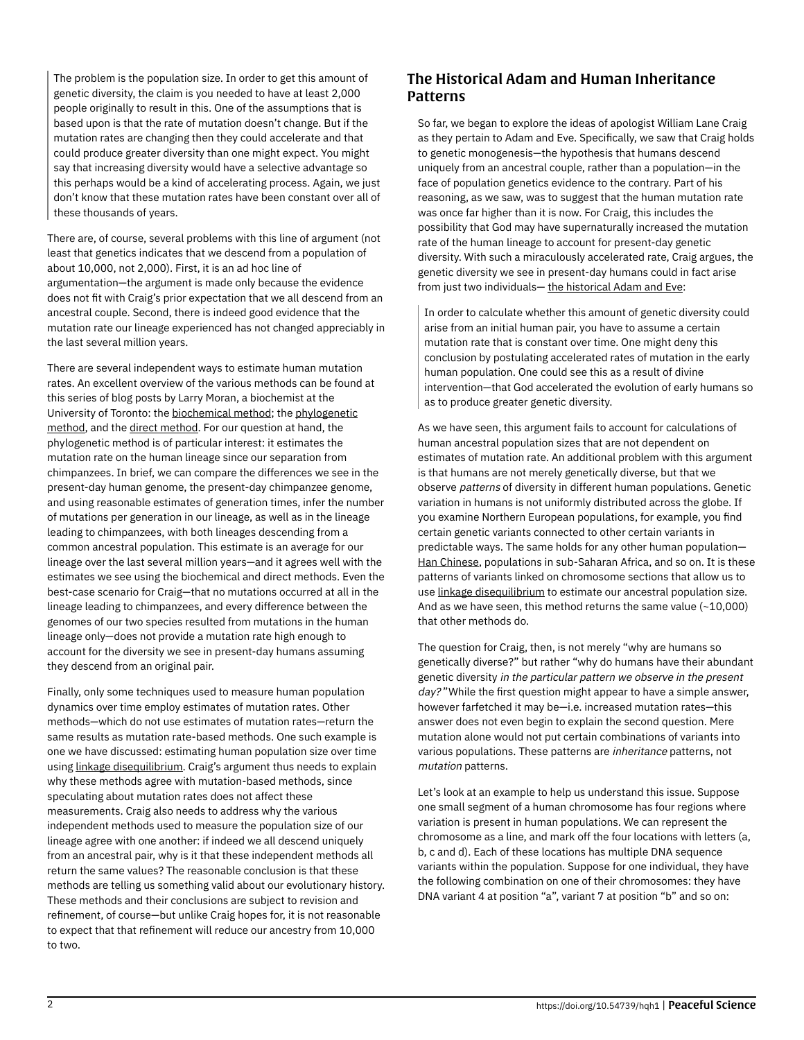> The problem is the population size. In order to get this amount of genetic diversity, the claim is you needed to have at least 2,000 people originally to result in this. One of the assumptions that is based upon is that the rate of mutation doesn't change. But if the mutation rates are changing then they could accelerate and that could produce greater diversity than one might expect. You might say that increasing diversity would have a selective advantage so this perhaps would be a kind of accelerating process. Again, we just don't know that these mutation rates have been constant over all of these thousands of years.

There are, of course, several problems with this line of argument (not least that genetics indicates that we descend from a population of about 10,000, not 2,000). First, it is an ad hoc line of argumentation—the argument is made only because the evidence does not fit with Craig's prior expectation that we all descend from an ancestral couple. Second, there is indeed good evidence that the mutation rate our lineage experienced has not changed appreciably in the last several million years.

There are several independent ways to estimate human mutation rates. An excellent overview of the various methods can be found at this series of blog posts by Larry Moran, a biochemist at the University of Toronto: the biochemical method; the phylogenetic method, and the direct method. For our question at hand, the phylogenetic method is of particular interest: it estimates the mutation rate on the human lineage since our separation from chimpanzees. In brief, we can compare the differences we see in the present-day human genome, the present-day chimpanzee genome, and using reasonable estimates of generation times, infer the number of mutations per generation in our lineage, as well as in the lineage leading to chimpanzees, with both lineages descending from a common ancestral population. This estimate is an average for our lineage over the last several million years—and it agrees well with the estimates we see using the biochemical and direct methods. Even the best-case scenario for Craig—that no mutations occurred at all in the lineage leading to chimpanzees, and every difference between the genomes of our two species resulted from mutations in the human lineage only—does not provide a mutation rate high enough to account for the diversity we see in present-day humans assuming they descend from an original pair.

Finally, only some techniques used to measure human population dynamics over time employ estimates of mutation rates. Other methods—which do not use estimates of mutation rates—return the same results as mutation rate-based methods. One such example is one we have discussed: estimating human population size over time using linkage disequilibrium. Craig's argument thus needs to explain why these methods agree with mutation-based methods, since speculating about mutation rates does not affect these measurements. Craig also needs to address why the various independent methods used to measure the population size of our lineage agree with one another: if indeed we all descend uniquely from an ancestral pair, why is it that these independent methods all return the same values? The reasonable conclusion is that these methods are telling us something valid about our evolutionary history. These methods and their conclusions are subject to revision and refinement, of course—but unlike Craig hopes for, it is not reasonable to expect that that refinement will reduce our ancestry from 10,000 to two.

## The Historical Adam and Human Inheritance Patterns

So far, we began to explore the ideas of apologist William Lane Craig as they pertain to Adam and Eve. Specifically, we saw that Craig holds to genetic monogenesis—the hypothesis that humans descend uniquely from an ancestral couple, rather than a population—in the face of population genetics evidence to the contrary. Part of his reasoning, as we saw, was to suggest that the human mutation rate was once far higher than it is now. For Craig, this includes the possibility that God may have supernaturally increased the mutation rate of the human lineage to account for present-day genetic diversity. With such a miraculously accelerated rate, Craig argues, the genetic diversity we see in present-day humans could in fact arise from just two individuals— the historical Adam and Eve:

> In order to calculate whether this amount of genetic diversity could arise from an initial human pair, you have to assume a certain mutation rate that is constant over time. One might deny this conclusion by postulating accelerated rates of mutation in the early human population. One could see this as a result of divine intervention—that God accelerated the evolution of early humans so as to produce greater genetic diversity.

As we have seen, this argument fails to account for calculations of human ancestral population sizes that are not dependent on estimates of mutation rate. An additional problem with this argument is that humans are not merely genetically diverse, but that we observe *patterns* of diversity in different human populations. Genetic variation in humans is not uniformly distributed across the globe. If you examine Northern European populations, for example, you find certain genetic variants connected to other certain variants in predictable ways. The same holds for any other human population—Han Chinese, populations in sub-Saharan Africa, and so on. It is these patterns of variants linked on chromosome sections that allow us to use linkage disequilibrium to estimate our ancestral population size. And as we have seen, this method returns the same value (~10,000) that other methods do.

The question for Craig, then, is not merely "why are humans so genetically diverse?" but rather "why do humans have their abundant genetic diversity *in the particular pattern we observe in the present day?*" While the first question might appear to have a simple answer, however farfetched it may be—i.e. increased mutation rates—this answer does not even begin to explain the second question. Mere mutation alone would not put certain combinations of variants into various populations. These patterns are *inheritance* patterns, not *mutation* patterns.

Let's look at an example to help us understand this issue. Suppose one small segment of a human chromosome has four regions where variation is present in human populations. We can represent the chromosome as a line, and mark off the four locations with letters (a, b, c and d). Each of these locations has multiple DNA sequence variants within the population. Suppose for one individual, they have the following combination on one of their chromosomes: they have DNA variant 4 at position "a", variant 7 at position "b" and so on: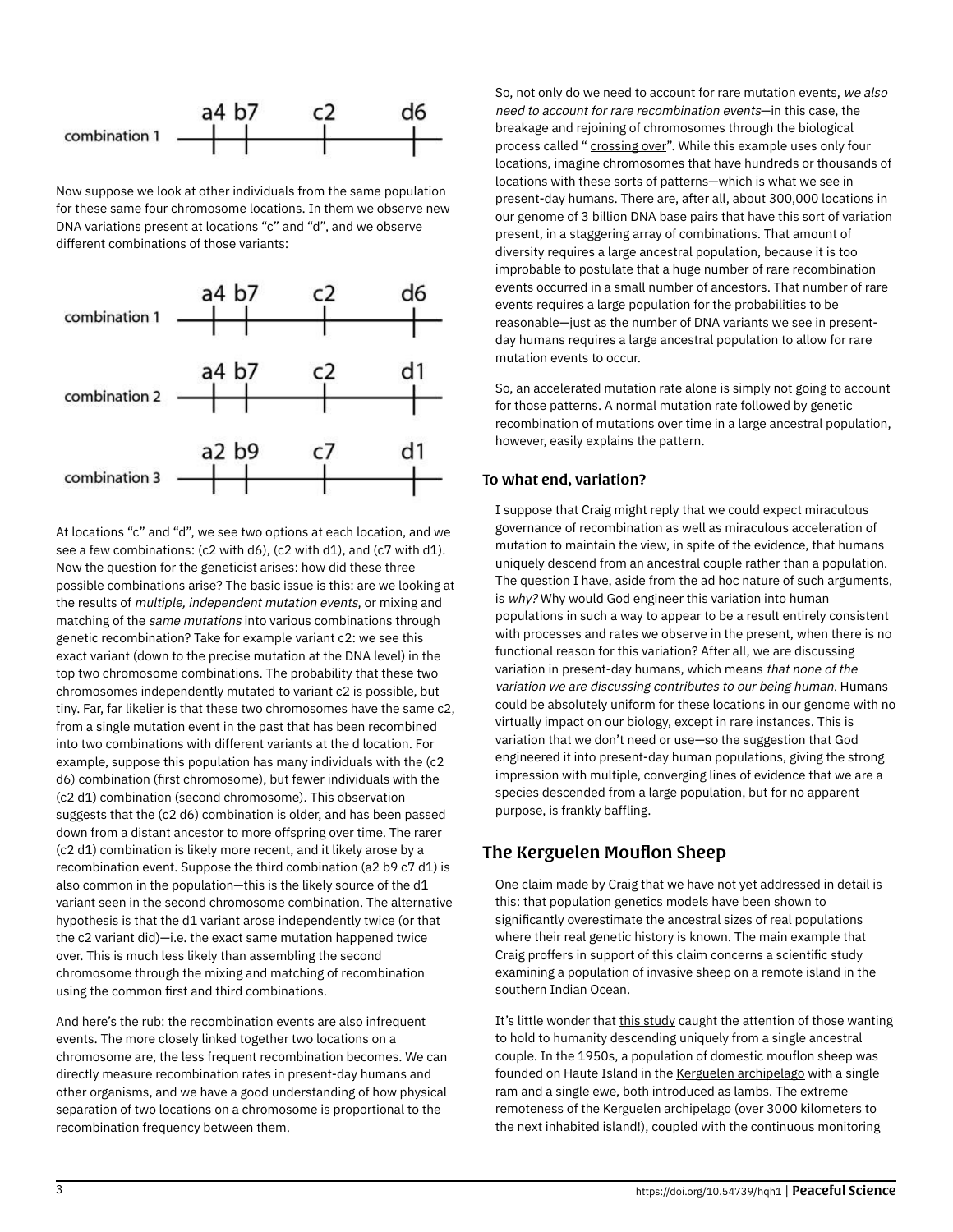combination 1 — a4 b7 c2 d6

Now suppose we look at other individuals from the same population for these same four chromosome locations. In them we observe new DNA variations present at locations "c" and "d", and we observe different combinations of those variants:

combination 1 — a4 b7 c2 d6

combination 2 — a4 b7 c2 d1

combination 3 — a2 b9 c7 d1

At locations "c" and "d", we see two options at each location, and we see a few combinations: (c2 with d6), (c2 with d1), and (c7 with d1). Now the question for the geneticist arises: how did these three possible combinations arise? The basic issue is this: are we looking at the results of *multiple, independent mutation events*, or mixing and matching of the *same mutations* into various combinations through genetic recombination? Take for example variant c2: we see this exact variant (down to the precise mutation at the DNA level) in the top two chromosome combinations. The probability that these two chromosomes independently mutated to variant c2 is possible, but tiny. Far, far likelier is that these two chromosomes have the same c2, from a single mutation event in the past that has been recombined into two combinations with different variants at the d location. For example, suppose this population has many individuals with the (c2 d6) combination (first chromosome), but fewer individuals with the (c2 d1) combination (second chromosome). This observation suggests that the (c2 d6) combination is older, and has been passed down from a distant ancestor to more offspring over time. The rarer (c2 d1) combination is likely more recent, and it likely arose by a recombination event. Suppose the third combination (a2 b9 c7 d1) is also common in the population—this is the likely source of the d1 variant seen in the second chromosome combination. The alternative hypothesis is that the d1 variant arose independently twice (or that the c2 variant did)—i.e. the exact same mutation happened twice over. This is much less likely than assembling the second chromosome through the mixing and matching of recombination using the common first and third combinations.

And here's the rub: the recombination events are also infrequent events. The more closely linked together two locations on a chromosome are, the less frequent recombination becomes. We can directly measure recombination rates in present-day humans and other organisms, and we have a good understanding of how physical separation of two locations on a chromosome is proportional to the recombination frequency between them.

So, not only do we need to account for rare mutation events, *we also need to account for rare recombination events*—in this case, the breakage and rejoining of chromosomes through the biological process called "crossing over". While this example uses only four locations, imagine chromosomes that have hundreds or thousands of locations with these sorts of patterns—which is what we see in present-day humans. There are, after all, about 300,000 locations in our genome of 3 billion DNA base pairs that have this sort of variation present, in a staggering array of combinations. That amount of diversity requires a large ancestral population, because it is too improbable to postulate that a huge number of rare recombination events occurred in a small number of ancestors. That number of rare events requires a large population for the probabilities to be reasonable—just as the number of DNA variants we see in present-day humans requires a large ancestral population to allow for rare mutation events to occur.

So, an accelerated mutation rate alone is simply not going to account for those patterns. A normal mutation rate followed by genetic recombination of mutations over time in a large ancestral population, however, easily explains the pattern.

### To what end, variation?

I suppose that Craig might reply that we could expect miraculous governance of recombination as well as miraculous acceleration of mutation to maintain the view, in spite of the evidence, that humans uniquely descend from an ancestral couple rather than a population. The question I have, aside from the ad hoc nature of such arguments, is *why?* Why would God engineer this variation into human populations in such a way to appear to be a result entirely consistent with processes and rates we observe in the present, when there is no functional reason for this variation? After all, we are discussing variation in present-day humans, which means *that none of the variation we are discussing contributes to our being human.* Humans could be absolutely uniform for these locations in our genome with no virtually impact on our biology, except in rare instances. This is variation that we don't need or use—so the suggestion that God engineered it into present-day human populations, giving the strong impression with multiple, converging lines of evidence that we are a species descended from a large population, but for no apparent purpose, is frankly baffling.

## The Kerguelen Mouflon Sheep

One claim made by Craig that we have not yet addressed in detail is this: that population genetics models have been shown to significantly overestimate the ancestral sizes of real populations where their real genetic history is known. The main example that Craig proffers in support of this claim concerns a scientific study examining a population of invasive sheep on a remote island in the southern Indian Ocean.

It's little wonder that this study caught the attention of those wanting to hold to humanity descending uniquely from a single ancestral couple. In the 1950s, a population of domestic mouflon sheep was founded on Haute Island in the Kerguelen archipelago with a single ram and a single ewe, both introduced as lambs. The extreme remoteness of the Kerguelen archipelago (over 3000 kilometers to the next inhabited island!), coupled with the continuous monitoring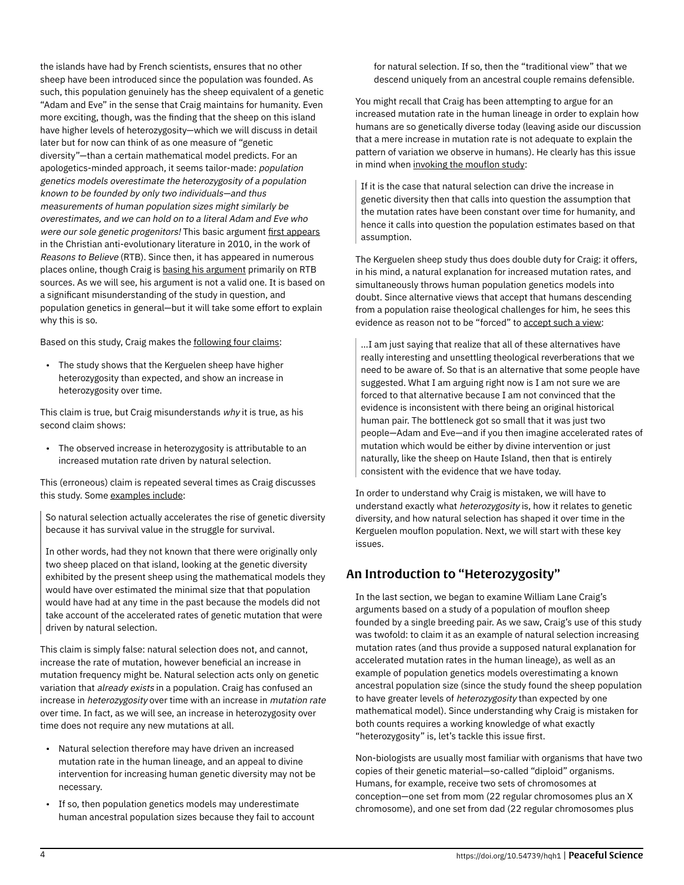the islands have had by French scientists, ensures that no other sheep have been introduced since the population was founded. As such, this population genuinely has the sheep equivalent of a genetic "Adam and Eve" in the sense that Craig maintains for humanity. Even more exciting, though, was the finding that the sheep on this island have higher levels of heterozygosity—which we will discuss in detail later but for now can think of as one measure of "genetic diversity"—than a certain mathematical model predicts. For an apologetics-minded approach, it seems tailor-made: *population genetics models overestimate the heterozygosity of a population known to be founded by only two individuals—and thus measurements of human population sizes might similarly be overestimates, and we can hold on to a literal Adam and Eve who were our sole genetic progenitors!* This basic argument first appears in the Christian anti-evolutionary literature in 2010, in the work of *Reasons to Believe* (RTB). Since then, it has appeared in numerous places online, though Craig is basing his argument primarily on RTB sources. As we will see, his argument is not a valid one. It is based on a significant misunderstanding of the study in question, and population genetics in general—but it will take some effort to explain why this is so.

Based on this study, Craig makes the following four claims:

- The study shows that the Kerguelen sheep have higher heterozygosity than expected, and show an increase in heterozygosity over time.

This claim is true, but Craig misunderstands *why* it is true, as his second claim shows:

- The observed increase in heterozygosity is attributable to an increased mutation rate driven by natural selection.

This (erroneous) claim is repeated several times as Craig discusses this study. Some examples include:

> So natural selection actually accelerates the rise of genetic diversity because it has survival value in the struggle for survival.
>
> In other words, had they not known that there were originally only two sheep placed on that island, looking at the genetic diversity exhibited by the present sheep using the mathematical models they would have over estimated the minimal size that that population would have had at any time in the past because the models did not take account of the accelerated rates of genetic mutation that were driven by natural selection.

This claim is simply false: natural selection does not, and cannot, increase the rate of mutation, however beneficial an increase in mutation frequency might be. Natural selection acts only on genetic variation that *already exists* in a population. Craig has confused an increase in *heterozygosity* over time with an increase in *mutation rate* over time. In fact, as we will see, an increase in heterozygosity over time does not require any new mutations at all.

- Natural selection therefore may have driven an increased mutation rate in the human lineage, and an appeal to divine intervention for increasing human genetic diversity may not be necessary.
- If so, then population genetics models may underestimate human ancestral population sizes because they fail to account for natural selection. If so, then the "traditional view" that we descend uniquely from an ancestral couple remains defensible.

You might recall that Craig has been attempting to argue for an increased mutation rate in the human lineage in order to explain how humans are so genetically diverse today (leaving aside our discussion that a mere increase in mutation rate is not adequate to explain the pattern of variation we observe in humans). He clearly has this issue in mind when invoking the mouflon study:

> If it is the case that natural selection can drive the increase in genetic diversity then that calls into question the assumption that the mutation rates have been constant over time for humanity, and hence it calls into question the population estimates based on that assumption.

The Kerguelen sheep study thus does double duty for Craig: it offers, in his mind, a natural explanation for increased mutation rates, and simultaneously throws human population genetics models into doubt. Since alternative views that accept that humans descending from a population raise theological challenges for him, he sees this evidence as reason not to be "forced" to accept such a view:

> …I am just saying that realize that all of these alternatives have really interesting and unsettling theological reverberations that we need to be aware of. So that is an alternative that some people have suggested. What I am arguing right now is I am not sure we are forced to that alternative because I am not convinced that the evidence is inconsistent with there being an original historical human pair. The bottleneck got so small that it was just two people—Adam and Eve—and if you then imagine accelerated rates of mutation which would be either by divine intervention or just naturally, like the sheep on Haute Island, then that is entirely consistent with the evidence that we have today.

In order to understand why Craig is mistaken, we will have to understand exactly what *heterozygosity* is, how it relates to genetic diversity, and how natural selection has shaped it over time in the Kerguelen mouflon population. Next, we will start with these key issues.

## An Introduction to "Heterozygosity"

In the last section, we began to examine William Lane Craig's arguments based on a study of a population of mouflon sheep founded by a single breeding pair. As we saw, Craig's use of this study was twofold: to claim it as an example of natural selection increasing mutation rates (and thus provide a supposed natural explanation for accelerated mutation rates in the human lineage), as well as an example of population genetics models overestimating a known ancestral population size (since the study found the sheep population to have greater levels of *heterozygosity* than expected by one mathematical model). Since understanding why Craig is mistaken for both counts requires a working knowledge of what exactly "heterozygosity" is, let's tackle this issue first.

Non-biologists are usually most familiar with organisms that have two copies of their genetic material—so-called "diploid" organisms. Humans, for example, receive two sets of chromosomes at conception—one set from mom (22 regular chromosomes plus an X chromosome), and one set from dad (22 regular chromosomes plus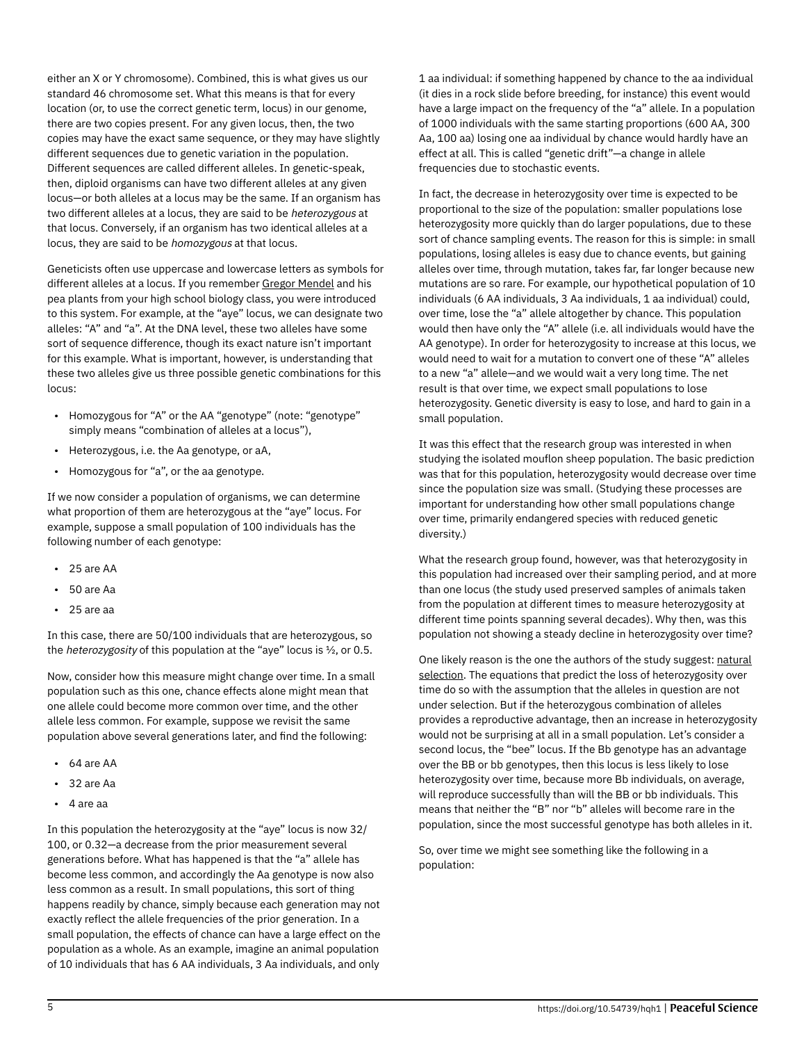either an X or Y chromosome). Combined, this is what gives us our standard 46 chromosome set. What this means is that for every location (or, to use the correct genetic term, locus) in our genome, there are two copies present. For any given locus, then, the two copies may have the exact same sequence, or they may have slightly different sequences due to genetic variation in the population. Different sequences are called different alleles. In genetic-speak, then, diploid organisms can have two different alleles at any given locus—or both alleles at a locus may be the same. If an organism has two different alleles at a locus, they are said to be *heterozygous* at that locus. Conversely, if an organism has two identical alleles at a locus, they are said to be *homozygous* at that locus.

Geneticists often use uppercase and lowercase letters as symbols for different alleles at a locus. If you remember Gregor Mendel and his pea plants from your high school biology class, you were introduced to this system. For example, at the "aye" locus, we can designate two alleles: "A" and "a". At the DNA level, these two alleles have some sort of sequence difference, though its exact nature isn't important for this example. What is important, however, is understanding that these two alleles give us three possible genetic combinations for this locus:

- Homozygous for "A" or the AA "genotype" (note: "genotype" simply means "combination of alleles at a locus"),
- Heterozygous, i.e. the Aa genotype, or aA,
- Homozygous for "a", or the aa genotype.

If we now consider a population of organisms, we can determine what proportion of them are heterozygous at the "aye" locus. For example, suppose a small population of 100 individuals has the following number of each genotype:

- 25 are AA
- 50 are Aa
- 25 are aa

In this case, there are 50/100 individuals that are heterozygous, so the *heterozygosity* of this population at the "aye" locus is ½, or 0.5.

Now, consider how this measure might change over time. In a small population such as this one, chance effects alone might mean that one allele could become more common over time, and the other allele less common. For example, suppose we revisit the same population above several generations later, and find the following:

- 64 are AA
- 32 are Aa
- 4 are aa

In this population the heterozygosity at the "aye" locus is now 32/100, or 0.32—a decrease from the prior measurement several generations before. What has happened is that the "a" allele has become less common, and accordingly the Aa genotype is now also less common as a result. In small populations, this sort of thing happens readily by chance, simply because each generation may not exactly reflect the allele frequencies of the prior generation. In a small population, the effects of chance can have a large effect on the population as a whole. As an example, imagine an animal population of 10 individuals that has 6 AA individuals, 3 Aa individuals, and only 1 aa individual: if something happened by chance to the aa individual (it dies in a rock slide before breeding, for instance) this event would have a large impact on the frequency of the "a" allele. In a population of 1000 individuals with the same starting proportions (600 AA, 300 Aa, 100 aa) losing one aa individual by chance would hardly have an effect at all. This is called "genetic drift"—a change in allele frequencies due to stochastic events.

In fact, the decrease in heterozygosity over time is expected to be proportional to the size of the population: smaller populations lose heterozygosity more quickly than do larger populations, due to these sort of chance sampling events. The reason for this is simple: in small populations, losing alleles is easy due to chance events, but gaining alleles over time, through mutation, takes far, far longer because new mutations are so rare. For example, our hypothetical population of 10 individuals (6 AA individuals, 3 Aa individuals, 1 aa individual) could, over time, lose the "a" allele altogether by chance. This population would then have only the "A" allele (i.e. all individuals would have the AA genotype). In order for heterozygosity to increase at this locus, we would need to wait for a mutation to convert one of these "A" alleles to a new "a" allele—and we would wait a very long time. The net result is that over time, we expect small populations to lose heterozygosity. Genetic diversity is easy to lose, and hard to gain in a small population.

It was this effect that the research group was interested in when studying the isolated mouflon sheep population. The basic prediction was that for this population, heterozygosity would decrease over time since the population size was small. (Studying these processes are important for understanding how other small populations change over time, primarily endangered species with reduced genetic diversity.)

What the research group found, however, was that heterozygosity in this population had increased over their sampling period, and at more than one locus (the study used preserved samples of animals taken from the population at different times to measure heterozygosity at different time points spanning several decades). Why then, was this population not showing a steady decline in heterozygosity over time?

One likely reason is the one the authors of the study suggest: natural selection. The equations that predict the loss of heterozygosity over time do so with the assumption that the alleles in question are not under selection. But if the heterozygous combination of alleles provides a reproductive advantage, then an increase in heterozygosity would not be surprising at all in a small population. Let's consider a second locus, the "bee" locus. If the Bb genotype has an advantage over the BB or bb genotypes, then this locus is less likely to lose heterozygosity over time, because more Bb individuals, on average, will reproduce successfully than will the BB or bb individuals. This means that neither the "B" nor "b" alleles will become rare in the population, since the most successful genotype has both alleles in it.

So, over time we might see something like the following in a population: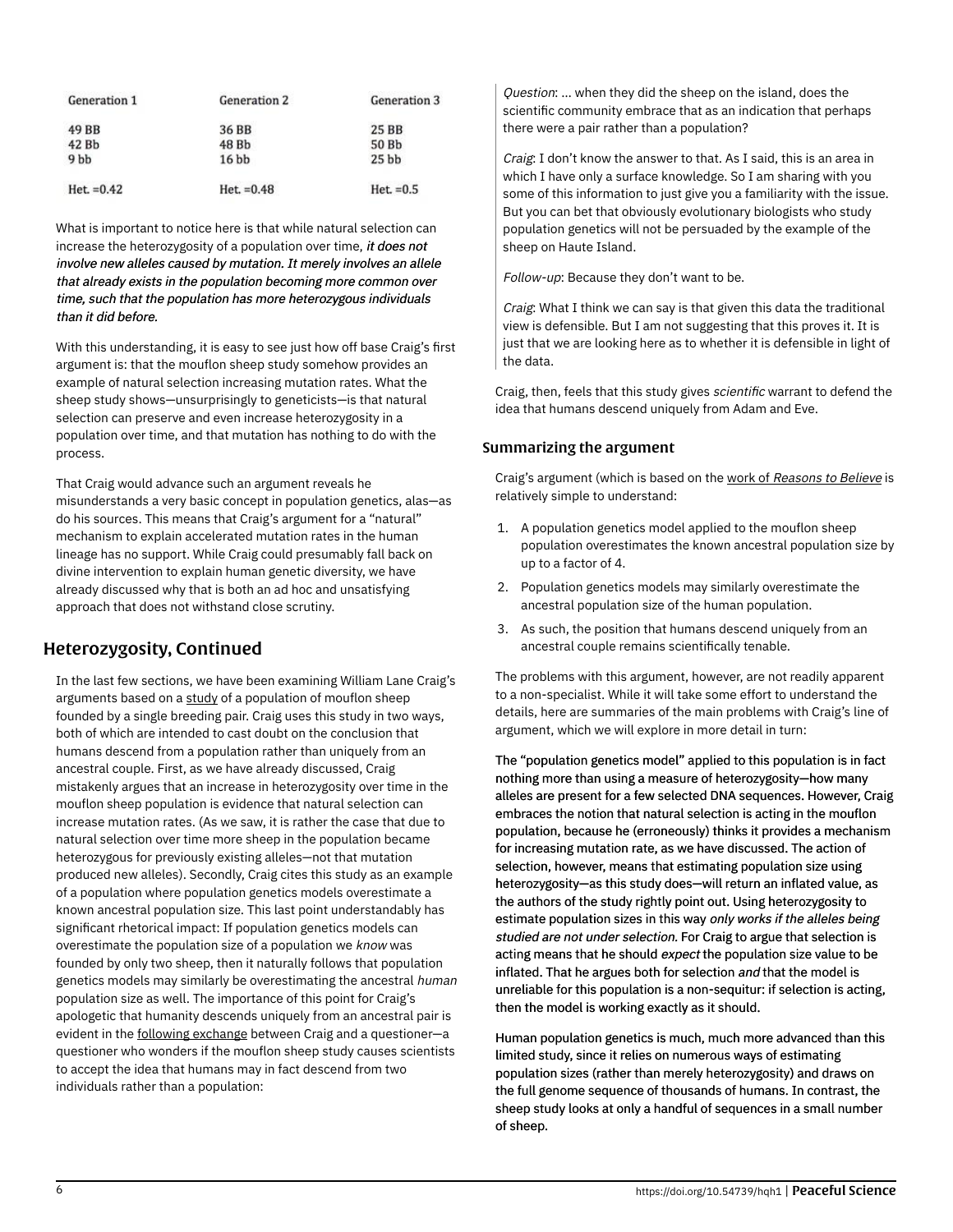| Generation 1 | Generation 2 | Generation 3 |
|---|---|---|
| 49 BB | 36 BB | 25 BB |
| 42 Bb | 48 Bb | 50 Bb |
| 9 bb | 16 bb | 25 bb |
| Het. =0.42 | Het. =0.48 | Het. =0.5 |

What is important to notice here is that while natural selection can increase the heterozygosity of a population over time, *it does not involve new alleles caused by mutation. It merely involves an allele that already exists in the population becoming more common over time, such that the population has more heterozygous individuals than it did before.*

With this understanding, it is easy to see just how off base Craig's first argument is: that the mouflon sheep study somehow provides an example of natural selection increasing mutation rates. What the sheep study shows—unsurprisingly to geneticists—is that natural selection can preserve and even increase heterozygosity in a population over time, and that mutation has nothing to do with the process.

That Craig would advance such an argument reveals he misunderstands a very basic concept in population genetics, alas—as do his sources. This means that Craig's argument for a "natural" mechanism to explain accelerated mutation rates in the human lineage has no support. While Craig could presumably fall back on divine intervention to explain human genetic diversity, we have already discussed why that is both an ad hoc and unsatisfying approach that does not withstand close scrutiny.

## Heterozygosity, Continued

In the last few sections, we have been examining William Lane Craig's arguments based on a study of a population of mouflon sheep founded by a single breeding pair. Craig uses this study in two ways, both of which are intended to cast doubt on the conclusion that humans descend from a population rather than uniquely from an ancestral couple. First, as we have already discussed, Craig mistakenly argues that an increase in heterozygosity over time in the mouflon sheep population is evidence that natural selection can increase mutation rates. (As we saw, it is rather the case that due to natural selection over time more sheep in the population became heterozygous for previously existing alleles—not that mutation produced new alleles). Secondly, Craig cites this study as an example of a population where population genetics models overestimate a known ancestral population size. This last point understandably has significant rhetorical impact: If population genetics models can overestimate the population size of a population we *know* was founded by only two sheep, then it naturally follows that population genetics models may similarly be overestimating the ancestral *human* population size as well. The importance of this point for Craig's apologetic that humanity descends uniquely from an ancestral pair is evident in the following exchange between Craig and a questioner—a questioner who wonders if the mouflon sheep study causes scientists to accept the idea that humans may in fact descend from two individuals rather than a population:

> *Question*: ... when they did the sheep on the island, does the scientific community embrace that as an indication that perhaps there were a pair rather than a population?
>
> *Craig*: I don't know the answer to that. As I said, this is an area in which I have only a surface knowledge. So I am sharing with you some of this information to just give you a familiarity with the issue. But you can bet that obviously evolutionary biologists who study population genetics will not be persuaded by the example of the sheep on Haute Island.
>
> *Follow-up*: Because they don't want to be.
>
> *Craig*: What I think we can say is that given this data the traditional view is defensible. But I am not suggesting that this proves it. It is just that we are looking here as to whether it is defensible in light of the data.

Craig, then, feels that this study gives *scientific* warrant to defend the idea that humans descend uniquely from Adam and Eve.

### Summarizing the argument

Craig's argument (which is based on the work of *Reasons to Believe* is relatively simple to understand:

1. A population genetics model applied to the mouflon sheep population overestimates the known ancestral population size by up to a factor of 4.
2. Population genetics models may similarly overestimate the ancestral population size of the human population.
3. As such, the position that humans descend uniquely from an ancestral couple remains scientifically tenable.

The problems with this argument, however, are not readily apparent to a non-specialist. While it will take some effort to understand the details, here are summaries of the main problems with Craig's line of argument, which we will explore in more detail in turn:

The "population genetics model" applied to this population is in fact nothing more than using a measure of heterozygosity—how many alleles are present for a few selected DNA sequences. However, Craig embraces the notion that natural selection is acting in the mouflon population, because he (erroneously) thinks it provides a mechanism for increasing mutation rate, as we have discussed. The action of selection, however, means that estimating population size using heterozygosity—as this study does—will return an inflated value, as the authors of the study rightly point out. Using heterozygosity to estimate population sizes in this way *only works if the alleles being studied are not under selection.* For Craig to argue that selection is acting means that he should *expect* the population size value to be inflated. That he argues both for selection *and* that the model is unreliable for this population is a non-sequitur: if selection is acting, then the model is working exactly as it should.

Human population genetics is much, much more advanced than this limited study, since it relies on numerous ways of estimating population sizes (rather than merely heterozygosity) and draws on the full genome sequence of thousands of humans. In contrast, the sheep study looks at only a handful of sequences in a small number of sheep.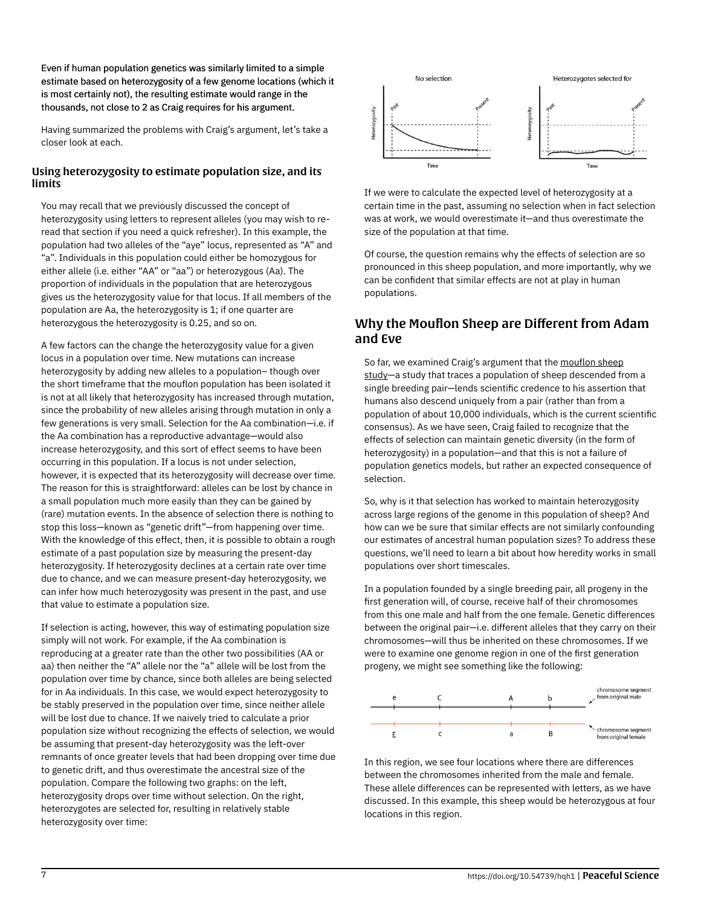Even if human population genetics was similarly limited to a simple estimate based on heterozygosity of a few genome locations (which it is most certainly not), the resulting estimate would range in the thousands, not close to 2 as Craig requires for his argument.

Having summarized the problems with Craig's argument, let's take a closer look at each.

### Using heterozygosity to estimate population size, and its limits

You may recall that we previously discussed the concept of heterozygosity using letters to represent alleles (you may wish to re-read that section if you need a quick refresher). In this example, the population had two alleles of the "aye" locus, represented as "A" and "a". Individuals in this population could either be homozygous for either allele (i.e. either "AA" or "aa") or heterozygous (Aa). The proportion of individuals in the population that are heterozygous gives us the heterozygosity value for that locus. If all members of the population are Aa, the heterozygosity is 1; if one quarter are heterozygous the heterozygosity is 0.25, and so on.

A few factors can the change the heterozygosity value for a given locus in a population over time. New mutations can increase heterozygosity by adding new alleles to a population– though over the short timeframe that the mouflon population has been isolated it is not at all likely that heterozygosity has increased through mutation, since the probability of new alleles arising through mutation in only a few generations is very small. Selection for the Aa combination—i.e. if the Aa combination has a reproductive advantage—would also increase heterozygosity, and this sort of effect seems to have been occurring in this population. If a locus is not under selection, however, it is expected that its heterozygosity will decrease over time. The reason for this is straightforward: alleles can be lost by chance in a small population much more easily than they can be gained by (rare) mutation events. In the absence of selection there is nothing to stop this loss—known as "genetic drift"—from happening over time. With the knowledge of this effect, then, it is possible to obtain a rough estimate of a past population size by measuring the present-day heterozygosity. If heterozygosity declines at a certain rate over time due to chance, and we can measure present-day heterozygosity, we can infer how much heterozygosity was present in the past, and use that value to estimate a population size.

If selection is acting, however, this way of estimating population size simply will not work. For example, if the Aa combination is reproducing at a greater rate than the other two possibilities (AA or aa) then neither the "A" allele nor the "a" allele will be lost from the population over time by chance, since both alleles are being selected for in Aa individuals. In this case, we would expect heterozygosity to be stably preserved in the population over time, since neither allele will be lost due to chance. If we naively tried to calculate a prior population size without recognizing the effects of selection, we would be assuming that present-day heterozygosity was the left-over remnants of once greater levels that had been dropping over time due to genetic drift, and thus overestimate the ancestral size of the population. Compare the following two graphs: on the left, heterozygosity drops over time without selection. On the right, heterozygotes are selected for, resulting in relatively stable heterozygosity over time:

If we were to calculate the expected level of heterozygosity at a certain time in the past, assuming no selection when in fact selection was at work, we would overestimate it—and thus overestimate the size of the population at that time.

Of course, the question remains why the effects of selection are so pronounced in this sheep population, and more importantly, why we can be confident that similar effects are not at play in human populations.

## Why the Mouflon Sheep are Different from Adam and Eve

So far, we examined Craig's argument that the mouflon sheep study—a study that traces a population of sheep descended from a single breeding pair—lends scientific credence to his assertion that humans also descend uniquely from a pair (rather than from a population of about 10,000 individuals, which is the current scientific consensus). As we have seen, Craig failed to recognize that the effects of selection can maintain genetic diversity (in the form of heterozygosity) in a population—and that this is not a failure of population genetics models, but rather an expected consequence of selection.

So, why is it that selection has worked to maintain heterozygosity across large regions of the genome in this population of sheep? And how can we be sure that similar effects are not similarly confounding our estimates of ancestral human population sizes? To address these questions, we'll need to learn a bit about how heredity works in small populations over short timescales.

In a population founded by a single breeding pair, all progeny in the first generation will, of course, receive half of their chromosomes from this one male and half from the one female. Genetic differences between the original pair—i.e. different alleles that they carry on their chromosomes—will thus be inherited on these chromosomes. If we were to examine one genome region in one of the first generation progeny, we might see something like the following:

In this region, we see four locations where there are differences between the chromosomes inherited from the male and female. These allele differences can be represented with letters, as we have discussed. In this example, this sheep would be heterozygous at four locations in this region.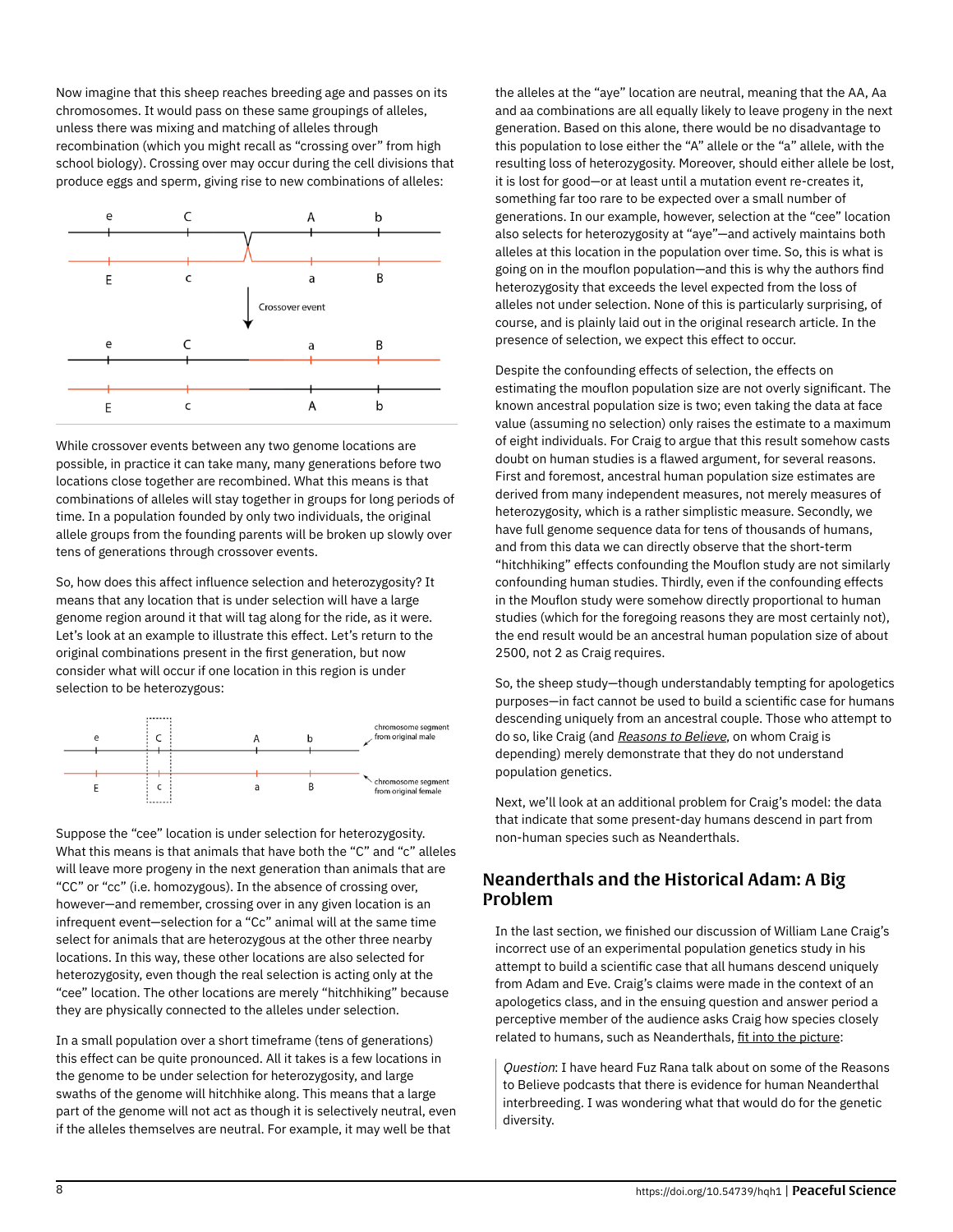Now imagine that this sheep reaches breeding age and passes on its chromosomes. It would pass on these same groupings of alleles, unless there was mixing and matching of alleles through recombination (which you might recall as "crossing over" from high school biology). Crossing over may occur during the cell divisions that produce eggs and sperm, giving rise to new combinations of alleles:

While crossover events between any two genome locations are possible, in practice it can take many, many generations before two locations close together are recombined. What this means is that combinations of alleles will stay together in groups for long periods of time. In a population founded by only two individuals, the original allele groups from the founding parents will be broken up slowly over tens of generations through crossover events.

So, how does this affect influence selection and heterozygosity? It means that any location that is under selection will have a large genome region around it that will tag along for the ride, as it were. Let's look at an example to illustrate this effect. Let's return to the original combinations present in the first generation, but now consider what will occur if one location in this region is under selection to be heterozygous:

Suppose the "cee" location is under selection for heterozygosity. What this means is that animals that have both the "C" and "c" alleles will leave more progeny in the next generation than animals that are "CC" or "cc" (i.e. homozygous). In the absence of crossing over, however—and remember, crossing over in any given location is an infrequent event—selection for a "Cc" animal will at the same time select for animals that are heterozygous at the other three nearby locations. In this way, these other locations are also selected for heterozygosity, even though the real selection is acting only at the "cee" location. The other locations are merely "hitchhiking" because they are physically connected to the alleles under selection.

In a small population over a short timeframe (tens of generations) this effect can be quite pronounced. All it takes is a few locations in the genome to be under selection for heterozygosity, and large swaths of the genome will hitchhike along. This means that a large part of the genome will not act as though it is selectively neutral, even if the alleles themselves are neutral. For example, it may well be that the alleles at the "aye" location are neutral, meaning that the AA, Aa and aa combinations are all equally likely to leave progeny in the next generation. Based on this alone, there would be no disadvantage to this population to lose either the "A" allele or the "a" allele, with the resulting loss of heterozygosity. Moreover, should either allele be lost, it is lost for good—or at least until a mutation event re-creates it, something far too rare to be expected over a small number of generations. In our example, however, selection at the "cee" location also selects for heterozygosity at "aye"—and actively maintains both alleles at this location in the population over time. So, this is what is going on in the mouflon population—and this is why the authors find heterozygosity that exceeds the level expected from the loss of alleles not under selection. None of this is particularly surprising, of course, and is plainly laid out in the original research article. In the presence of selection, we expect this effect to occur.

Despite the confounding effects of selection, the effects on estimating the mouflon population size are not overly significant. The known ancestral population size is two; even taking the data at face value (assuming no selection) only raises the estimate to a maximum of eight individuals. For Craig to argue that this result somehow casts doubt on human studies is a flawed argument, for several reasons. First and foremost, ancestral human population size estimates are derived from many independent measures, not merely measures of heterozygosity, which is a rather simplistic measure. Secondly, we have full genome sequence data for tens of thousands of humans, and from this data we can directly observe that the short-term "hitchhiking" effects confounding the Mouflon study are not similarly confounding human studies. Thirdly, even if the confounding effects in the Mouflon study were somehow directly proportional to human studies (which for the foregoing reasons they are most certainly not), the end result would be an ancestral human population size of about 2500, not 2 as Craig requires.

So, the sheep study—though understandably tempting for apologetics purposes—in fact cannot be used to build a scientific case for humans descending uniquely from an ancestral couple. Those who attempt to do so, like Craig (and *Reasons to Believe*, on whom Craig is depending) merely demonstrate that they do not understand population genetics.

Next, we'll look at an additional problem for Craig's model: the data that indicate that some present-day humans descend in part from non-human species such as Neanderthals.

## Neanderthals and the Historical Adam: A Big Problem

In the last section, we finished our discussion of William Lane Craig's incorrect use of an experimental population genetics study in his attempt to build a scientific case that all humans descend uniquely from Adam and Eve. Craig's claims were made in the context of an apologetics class, and in the ensuing question and answer period a perceptive member of the audience asks Craig how species closely related to humans, such as Neanderthals, fit into the picture:

> *Question*: I have heard Fuz Rana talk about on some of the Reasons to Believe podcasts that there is evidence for human Neanderthal interbreeding. I was wondering what that would do for the genetic diversity.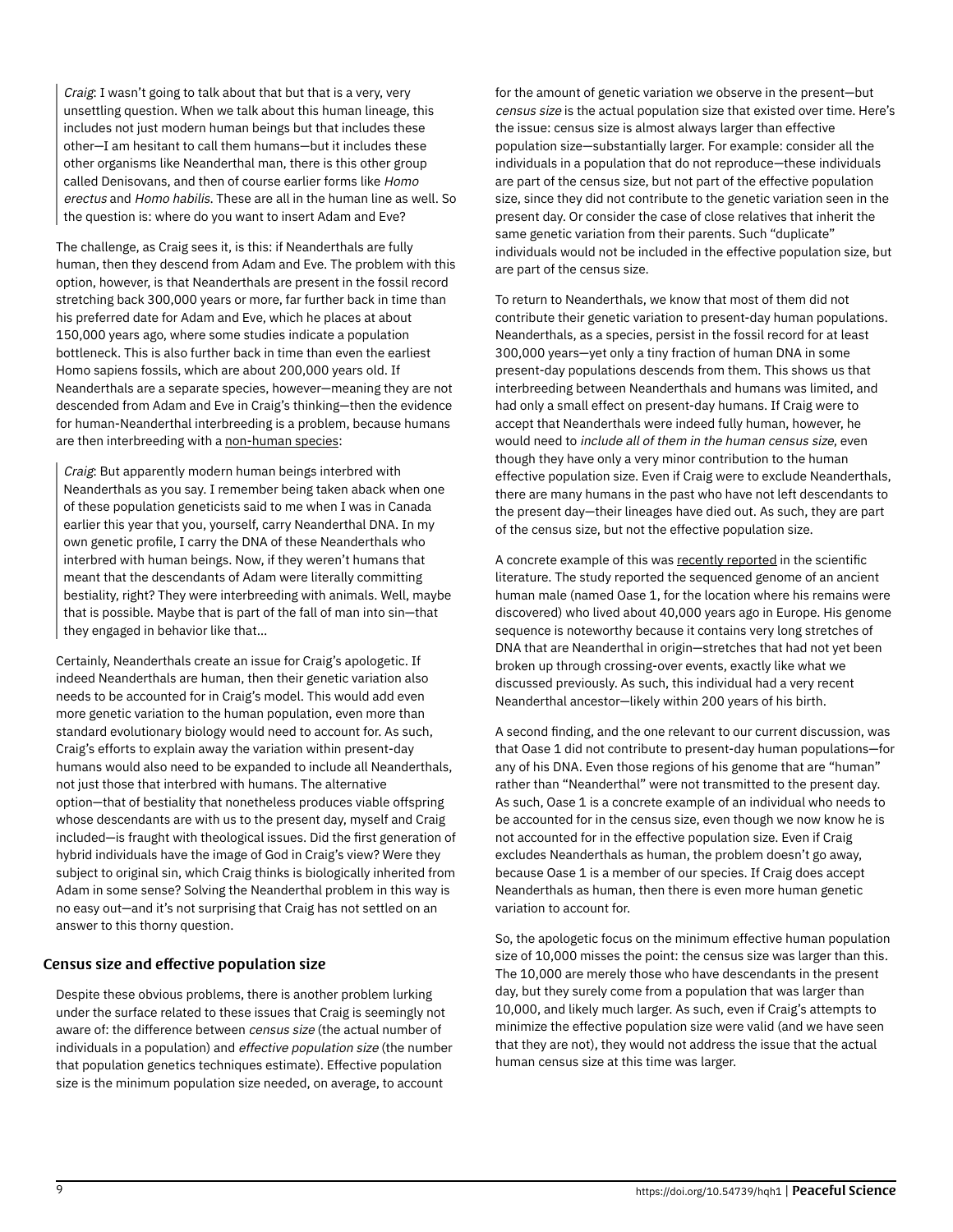> *Craig*: I wasn't going to talk about that but that is a very, very unsettling question. When we talk about this human lineage, this includes not just modern human beings but that includes these other—I am hesitant to call them humans—but it includes these other organisms like Neanderthal man, there is this other group called Denisovans, and then of course earlier forms like *Homo erectus* and *Homo habilis*. These are all in the human line as well. So the question is: where do you want to insert Adam and Eve?

The challenge, as Craig sees it, is this: if Neanderthals are fully human, then they descend from Adam and Eve. The problem with this option, however, is that Neanderthals are present in the fossil record stretching back 300,000 years or more, far further back in time than his preferred date for Adam and Eve, which he places at about 150,000 years ago, where some studies indicate a population bottleneck. This is also further back in time than even the earliest Homo sapiens fossils, which are about 200,000 years old. If Neanderthals are a separate species, however—meaning they are not descended from Adam and Eve in Craig's thinking—then the evidence for human-Neanderthal interbreeding is a problem, because humans are then interbreeding with a non-human species:

> *Craig*: But apparently modern human beings interbred with Neanderthals as you say. I remember being taken aback when one of these population geneticists said to me when I was in Canada earlier this year that you, yourself, carry Neanderthal DNA. In my own genetic profile, I carry the DNA of these Neanderthals who interbred with human beings. Now, if they weren't humans that meant that the descendants of Adam were literally committing bestiality, right? They were interbreeding with animals. Well, maybe that is possible. Maybe that is part of the fall of man into sin—that they engaged in behavior like that...

Certainly, Neanderthals create an issue for Craig's apologetic. If indeed Neanderthals are human, then their genetic variation also needs to be accounted for in Craig's model. This would add even more genetic variation to the human population, even more than standard evolutionary biology would need to account for. As such, Craig's efforts to explain away the variation within present-day humans would also need to be expanded to include all Neanderthals, not just those that interbred with humans. The alternative option—that of bestiality that nonetheless produces viable offspring whose descendants are with us to the present day, myself and Craig included—is fraught with theological issues. Did the first generation of hybrid individuals have the image of God in Craig's view? Were they subject to original sin, which Craig thinks is biologically inherited from Adam in some sense? Solving the Neanderthal problem in this way is no easy out—and it's not surprising that Craig has not settled on an answer to this thorny question.

## Census size and effective population size

Despite these obvious problems, there is another problem lurking under the surface related to these issues that Craig is seemingly not aware of: the difference between *census size* (the actual number of individuals in a population) and *effective population size* (the number that population genetics techniques estimate). Effective population size is the minimum population size needed, on average, to account for the amount of genetic variation we observe in the present—but *census size* is the actual population size that existed over time. Here's the issue: census size is almost always larger than effective population size—substantially larger. For example: consider all the individuals in a population that do not reproduce—these individuals are part of the census size, but not part of the effective population size, since they did not contribute to the genetic variation seen in the present day. Or consider the case of close relatives that inherit the same genetic variation from their parents. Such "duplicate" individuals would not be included in the effective population size, but are part of the census size.

To return to Neanderthals, we know that most of them did not contribute their genetic variation to present-day human populations. Neanderthals, as a species, persist in the fossil record for at least 300,000 years—yet only a tiny fraction of human DNA in some present-day populations descends from them. This shows us that interbreeding between Neanderthals and humans was limited, and had only a small effect on present-day humans. If Craig were to accept that Neanderthals were indeed fully human, however, he would need to *include all of them in the human census size*, even though they have only a very minor contribution to the human effective population size. Even if Craig were to exclude Neanderthals, there are many humans in the past who have not left descendants to the present day—their lineages have died out. As such, they are part of the census size, but not the effective population size.

A concrete example of this was recently reported in the scientific literature. The study reported the sequenced genome of an ancient human male (named Oase 1, for the location where his remains were discovered) who lived about 40,000 years ago in Europe. His genome sequence is noteworthy because it contains very long stretches of DNA that are Neanderthal in origin—stretches that had not yet been broken up through crossing-over events, exactly like what we discussed previously. As such, this individual had a very recent Neanderthal ancestor—likely within 200 years of his birth.

A second finding, and the one relevant to our current discussion, was that Oase 1 did not contribute to present-day human populations—for any of his DNA. Even those regions of his genome that are "human" rather than "Neanderthal" were not transmitted to the present day. As such, Oase 1 is a concrete example of an individual who needs to be accounted for in the census size, even though we now know he is not accounted for in the effective population size. Even if Craig excludes Neanderthals as human, the problem doesn't go away, because Oase 1 is a member of our species. If Craig does accept Neanderthals as human, then there is even more human genetic variation to account for.

So, the apologetic focus on the minimum effective human population size of 10,000 misses the point: the census size was larger than this. The 10,000 are merely those who have descendants in the present day, but they surely come from a population that was larger than 10,000, and likely much larger. As such, even if Craig's attempts to minimize the effective population size were valid (and we have seen that they are not), they would not address the issue that the actual human census size at this time was larger.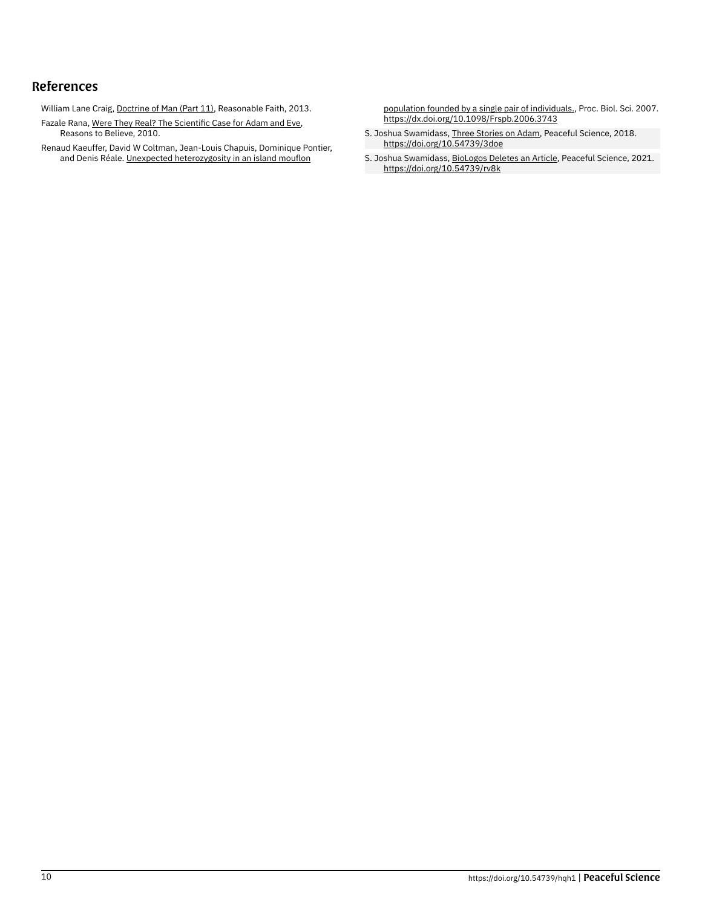## References

William Lane Craig, Doctrine of Man (Part 11), Reasonable Faith, 2013.

Fazale Rana, Were They Real? The Scientific Case for Adam and Eve, Reasons to Believe, 2010.

Renaud Kaeuffer, David W Coltman, Jean-Louis Chapuis, Dominique Pontier, and Denis Réale. Unexpected heterozygosity in an island mouflon population founded by a single pair of individuals., Proc. Biol. Sci. 2007. https://dx.doi.org/10.1098/Frspb.2006.3743

S. Joshua Swamidass, Three Stories on Adam, Peaceful Science, 2018. https://doi.org/10.54739/3doe

S. Joshua Swamidass, BioLogos Deletes an Article, Peaceful Science, 2021. https://doi.org/10.54739/rv8k